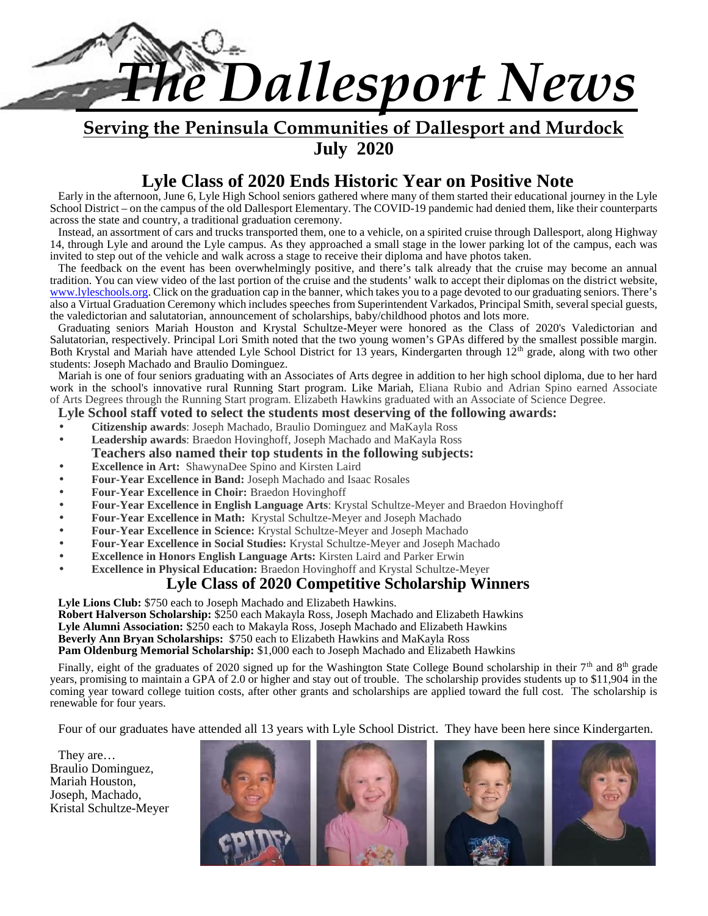# *The Dallesport News*

**Serving the Peninsula Communities of Dallesport and Murdock**

**July 2020**

## Lyle Class of 2020 Ends Historic Year on Positive Note

Early in the afternoon, June 6, Lyle High School seniors gathered where many of them started their educational journey in the Lyle School District – on the campus of the old Dallesport Elementary. The COVID-19 pandemic had denied them, like their counterparts across the state and country, a traditional graduation ceremony.

Instead, an assortment of cars and trucks transported them, one to a vehicle, on a spirited cruise through Dallesport, along Highway 14, through Lyle and around the Lyle campus. As they approached a small stage in the lower parking lot of the campus, each was invited to step out of the vehicle and walk across a stage to receive their diploma and have photos taken.

The feedback on the event has been overwhelmingly positive, and there's talk already that the cruise may become an annual tradition. You can view video of the last portion of the cruise and the students' walk to accept their diplomas on the district website, www.lyleschools.org. Click on the graduation cap in the banner, which takes you to a page devoted to our graduating seniors. There's also a Virtual Graduation Ceremony which includes speeches from Superintendent Varkados, Principal Smith, several special guests, the valedictorian and salutatorian, announcement of scholarships, baby/childhood photos and lots more.

Graduating seniors Mariah Houston and Krystal Schultze-Meyer were honored as the Class of 2020's Valedictorian and Salutatorian, respectively. Principal Lori Smith noted that the two young women's GPAs differed by the smallest possible margin. Both Krystal and Mariah have attended Lyle School District for 13 years, Kindergarten through 12th grade, along with two other students: Joseph Machado and Braulio Dominguez.

Mariah is one of four seniors graduating with an Associates of Arts degree in addition to her high school diploma, due to her hard work in the school's innovative rural Running Start program. Like Mariah, Eliana Rubio and Adrian Spino earned Associate of Arts Degrees through the Running Start program. Elizabeth Hawkins graduated with an Associate of Science Degree.

**Lyle School staff voted to select the students most deserving of the following awards:**

- **Citizenship awards**: Joseph Machado, Braulio Dominguez and MaKayla Ross
- **Leadership awards**: Braedon Hovinghoff, Joseph Machado and MaKayla Ross

**Teachers also named their top students in the following subjects:**

- **Excellence in Art:** ShawynaDee Spino and Kirsten Laird
- **Four-Year Excellence in Band:** Joseph Machado and Isaac Rosales
- **Four-Year Excellence in Choir:** Braedon Hovinghoff
- **Four-Year Excellence in English Language Arts**: Krystal Schultze-Meyer and Braedon Hovinghoff
- **Four-Year Excellence in Math:** Krystal Schultze-Meyer and Joseph Machado
- **Four-Year Excellence in Science:** Krystal Schultze-Meyer and Joseph Machado
- **Four-Year Excellence in Social Studies:** Krystal Schultze-Meyer and Joseph Machado
- **Excellence in Honors English Language Arts:** Kirsten Laird and Parker Erwin
- **Excellence in Physical Education:** Braedon Hovinghoff and Krystal Schultze-Meyer

## Lyle Class of 2020 Competitive Scholarship Winners

**Lyle Lions Club:** $750 each to Joseph Machado and Elizabeth Hawkins.
**Robert Halverson Scholarship:** $250 each Makayla Ross, Joseph Machado and Elizabeth Hawkins
**Lyle Alumni Association:** $250 each to Makayla Ross, Joseph Machado and Elizabeth Hawkins
**Beverly Ann Bryan Scholarships:** $750 each to Elizabeth Hawkins and MaKayla Ross
**Pam Oldenburg Memorial Scholarship:** $1,000 each to Joseph Machado and Elizabeth Hawkins

Finally, eight of the graduates of 2020 signed up for the Washington State College Bound scholarship in their 7th and 8th grade years, promising to maintain a GPA of 2.0 or higher and stay out of trouble. The scholarship provides students up to $11,904 in the coming year toward college tuition costs, after other grants and scholarships are applied toward the full cost. The scholarship is renewable for four years.

Four of our graduates have attended all 13 years with Lyle School District. They have been here since Kindergarten.

They are…
Braulio Dominguez,
Mariah Houston,
Joseph, Machado,
Kristal Schultze-Meyer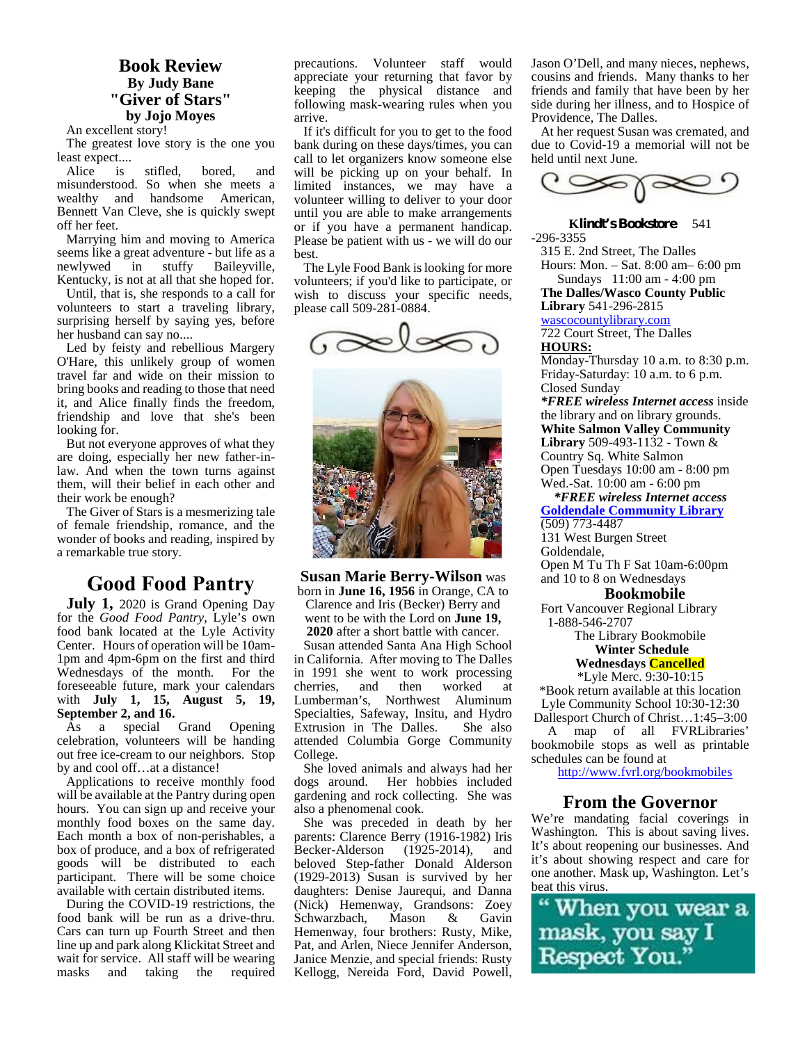## Book Review

**By Judy Bane**

**"Giver of Stars"**

**by Jojo Moyes**

An excellent story!

The greatest love story is the one you least expect....

Alice is stifled, bored, and misunderstood. So when she meets a wealthy and handsome American, Bennett Van Cleve, she is quickly swept off her feet.

Marrying him and moving to America seems like a great adventure - but life as a newlywed in stuffy Baileyville, Kentucky, is not at all that she hoped for.

Until, that is, she responds to a call for volunteers to start a traveling library, surprising herself by saying yes, before her husband can say no....

Led by feisty and rebellious Margery O'Hare, this unlikely group of women travel far and wide on their mission to bring books and reading to those that need it, and Alice finally finds the freedom, friendship and love that she's been looking for.

But not everyone approves of what they are doing, especially her new father-in-law. And when the town turns against them, will their belief in each other and their work be enough?

The Giver of Stars is a mesmerizing tale of female friendship, romance, and the wonder of books and reading, inspired by a remarkable true story.

## Good Food Pantry

**July 1,** 2020 is Grand Opening Day for the *Good Food Pantry*, Lyle's own food bank located at the Lyle Activity Center. Hours of operation will be 10am-1pm and 4pm-6pm on the first and third Wednesdays of the month. For the foreseeable future, mark your calendars with **July 1, 15, August 5, 19, September 2, and 16.**

As a special Grand Opening celebration, volunteers will be handing out free ice-cream to our neighbors. Stop by and cool off…at a distance!

Applications to receive monthly food will be available at the Pantry during open hours. You can sign up and receive your monthly food boxes on the same day. Each month a box of non-perishables, a box of produce, and a box of refrigerated goods will be distributed to each participant. There will be some choice available with certain distributed items.

During the COVID-19 restrictions, the food bank will be run as a drive-thru. Cars can turn up Fourth Street and then line up and park along Klickitat Street and wait for service. All staff will be wearing masks and taking the required precautions. Volunteer staff would appreciate your returning that favor by keeping the physical distance and following mask-wearing rules when you arrive.

If it's difficult for you to get to the food bank during on these days/times, you can call to let organizers know someone else will be picking up on your behalf. In limited instances, we may have a volunteer willing to deliver to your door until you are able to make arrangements or if you have a permanent handicap. Please be patient with us - we will do our best.

The Lyle Food Bank is looking for more volunteers; if you'd like to participate, or wish to discuss your specific needs, please call 509-281-0884.

**Susan Marie Berry-Wilson** was born in **June 16, 1956** in Orange, CA to Clarence and Iris (Becker) Berry and went to be with the Lord on **June 19, 2020** after a short battle with cancer.

Susan attended Santa Ana High School in California. After moving to The Dalles in 1991 she went to work processing cherries, and then worked at Lumberman's, Northwest Aluminum Specialties, Safeway, Insitu, and Hydro Extrusion in The Dalles. She also attended Columbia Gorge Community College.

She loved animals and always had her dogs around. Her hobbies included gardening and rock collecting. She was also a phenomenal cook.

She was preceded in death by her parents: Clarence Berry (1916-1982) Iris Becker-Alderson (1925-2014), and beloved Step-father Donald Alderson (1929-2013) Susan is survived by her daughters: Denise Jaurequi, and Danna (Nick) Hemenway, Grandsons: Zoey Schwarzbach, Mason & Gavin Hemenway, four brothers: Rusty, Mike, Pat, and Arlen, Niece Jennifer Anderson, Janice Menzie, and special friends: Rusty Kellogg, Nereida Ford, David Powell, Jason O'Dell, and many nieces, nephews, cousins and friends. Many thanks to her friends and family that have been by her side during her illness, and to Hospice of Providence, The Dalles.

At her request Susan was cremated, and due to Covid-19 a memorial will not be held until next June.

**Klindt's Bookstore** 541-296-3355
315 E. 2nd Street, The Dalles
Hours: Mon. – Sat. 8:00 am– 6:00 pm
Sundays 11:00 am - 4:00 pm

**The Dalles/Wasco County Public Library** 541-296-2815
wascocountylibrary.com
722 Court Street, The Dalles
**HOURS:**
Monday-Thursday 10 a.m. to 8:30 p.m.
Friday-Saturday: 10 a.m. to 6 p.m.
Closed Sunday
***FREE wireless Internet access** inside the library and on library grounds.

**White Salmon Valley Community Library** 509-493-1132 - Town & Country Sq. White Salmon
Open Tuesdays 10:00 am - 8:00 pm
Wed.-Sat. 10:00 am - 6:00 pm
***FREE wireless Internet access**

**Goldendale Community Library**
(509) 773-4487
131 West Burgen Street
Goldendale,
Open M Tu Th F Sat 10am-6:00pm and 10 to 8 on Wednesdays

### Bookmobile

Fort Vancouver Regional Library
1-888-546-2707
The Library Bookmobile
**Winter Schedule**
**Wednesdays Cancelled**
*Lyle Merc. 9:30-10:15
*Book return available at this location
Lyle Community School 10:30-12:30
Dallesport Church of Christ…1:45–3:00

A map of all FVRLibraries' bookmobile stops as well as printable schedules can be found at
http://www.fvrl.org/bookmobiles

## From the Governor

We're mandating facial coverings in Washington. This is about saving lives. It's about reopening our businesses. And it's about showing respect and care for one another. Mask up, Washington. Let's beat this virus.

**"When you wear a mask, you say I Respect You."**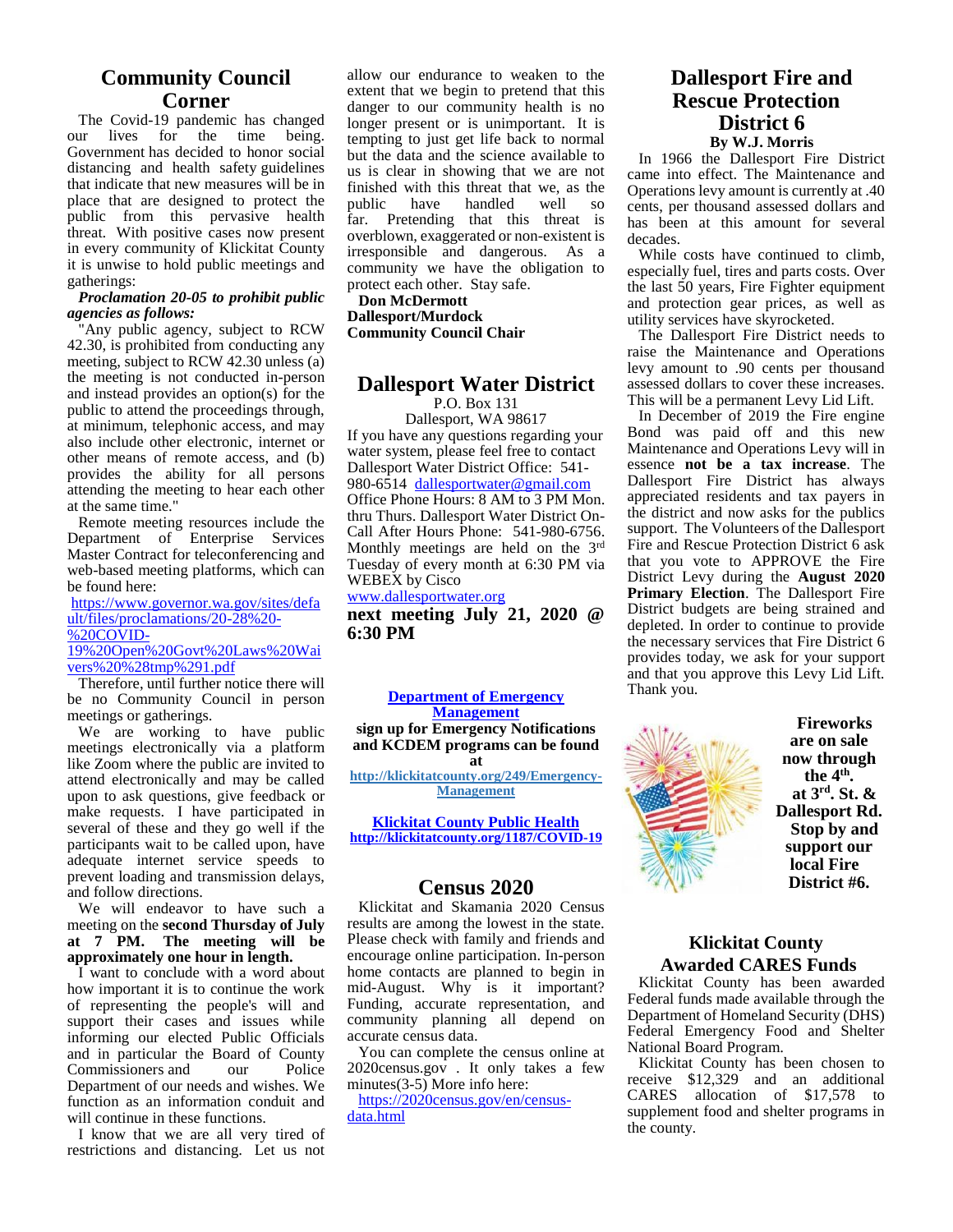## Community Council Corner

The Covid-19 pandemic has changed our lives for the time being. Government has decided to honor social distancing and health safety guidelines that indicate that new measures will be in place that are designed to protect the public from this pervasive health threat. With positive cases now present in every community of Klickitat County it is unwise to hold public meetings and gatherings:

***Proclamation 20-05 to prohibit public agencies as follows:***

"Any public agency, subject to RCW 42.30, is prohibited from conducting any meeting, subject to RCW 42.30 unless (a) the meeting is not conducted in-person and instead provides an option(s) for the public to attend the proceedings through, at minimum, telephonic access, and may also include other electronic, internet or other means of remote access, and (b) provides the ability for all persons attending the meeting to hear each other at the same time."

Remote meeting resources include the Department of Enterprise Services Master Contract for teleconferencing and web-based meeting platforms, which can be found here:

https://www.governor.wa.gov/sites/default/files/proclamations/20-28%20-%20COVID-19%20Open%20Govt%20Laws%20Waivers%20%28tmp%291.pdf

Therefore, until further notice there will be no Community Council in person meetings or gatherings.

We are working to have public meetings electronically via a platform like Zoom where the public are invited to attend electronically and may be called upon to ask questions, give feedback or make requests. I have participated in several of these and they go well if the participants wait to be called upon, have adequate internet service speeds to prevent loading and transmission delays, and follow directions.

We will endeavor to have such a meeting on the **second Thursday of July at 7 PM. The meeting will be approximately one hour in length.**

I want to conclude with a word about how important it is to continue the work of representing the people's will and support their cases and issues while informing our elected Public Officials and in particular the Board of County Commissioners and our Police Department of our needs and wishes. We function as an information conduit and will continue in these functions.

I know that we are all very tired of restrictions and distancing. Let us not allow our endurance to weaken to the extent that we begin to pretend that this danger to our community health is no longer present or is unimportant. It is tempting to just get life back to normal but the data and the science available to us is clear in showing that we are not finished with this threat that we, as the public have handled well so far. Pretending that this threat is overblown, exaggerated or non-existent is irresponsible and dangerous. As a community we have the obligation to protect each other. Stay safe.

**Don McDermott**
**Dallesport/Murdock Community Council Chair**

## Dallesport Water District

P.O. Box 131
Dallesport, WA 98617

If you have any questions regarding your water system, please feel free to contact Dallesport Water District Office: 541-980-6514 dallesportwater@gmail.com Office Phone Hours: 8 AM to 3 PM Mon. thru Thurs. Dallesport Water District On-Call After Hours Phone: 541-980-6756. Monthly meetings are held on the 3rd Tuesday of every month at 6:30 PM via WEBEX by Cisco

www.dallesportwater.org

**next meeting July 21, 2020 @ 6:30 PM**

**Department of Emergency Management**

**sign up for Emergency Notifications and KCDEM programs can be found at**

**http://klickitatcounty.org/249/Emergency-Management**

**Klickitat County Public Health**

**http://klickitatcounty.org/1187/COVID-19**

## Census 2020

Klickitat and Skamania 2020 Census results are among the lowest in the state. Please check with family and friends and encourage online participation. In-person home contacts are planned to begin in mid-August. Why is it important? Funding, accurate representation, and community planning all depend on accurate census data.

You can complete the census online at 2020census.gov . It only takes a few minutes(3-5) More info here:

https://2020census.gov/en/census-data.html

## Dallesport Fire and Rescue Protection District 6

**By W.J. Morris**

In 1966 the Dallesport Fire District came into effect. The Maintenance and Operations levy amount is currently at .40 cents, per thousand assessed dollars and has been at this amount for several decades.

While costs have continued to climb, especially fuel, tires and parts costs. Over the last 50 years, Fire Fighter equipment and protection gear prices, as well as utility services have skyrocketed.

The Dallesport Fire District needs to raise the Maintenance and Operations levy amount to .90 cents per thousand assessed dollars to cover these increases. This will be a permanent Levy Lid Lift.

In December of 2019 the Fire engine Bond was paid off and this new Maintenance and Operations Levy will in essence **not be a tax increase**. The Dallesport Fire District has always appreciated residents and tax payers in the district and now asks for the publics support. The Volunteers of the Dallesport Fire and Rescue Protection District 6 ask that you vote to APPROVE the Fire District Levy during the **August 2020 Primary Election**. The Dallesport Fire District budgets are being strained and depleted. In order to continue to provide the necessary services that Fire District 6 provides today, we ask for your support and that you approve this Levy Lid Lift. Thank you.

**Fireworks are on sale now through the 4th. at 3rd. St. & Dallesport Rd. Stop by and support our local Fire District #6.**

## Klickitat County Awarded CARES Funds

Klickitat County has been awarded Federal funds made available through the Department of Homeland Security (DHS) Federal Emergency Food and Shelter National Board Program.

Klickitat County has been chosen to receive $12,329 and an additional CARES allocation of $17,578 to supplement food and shelter programs in the county.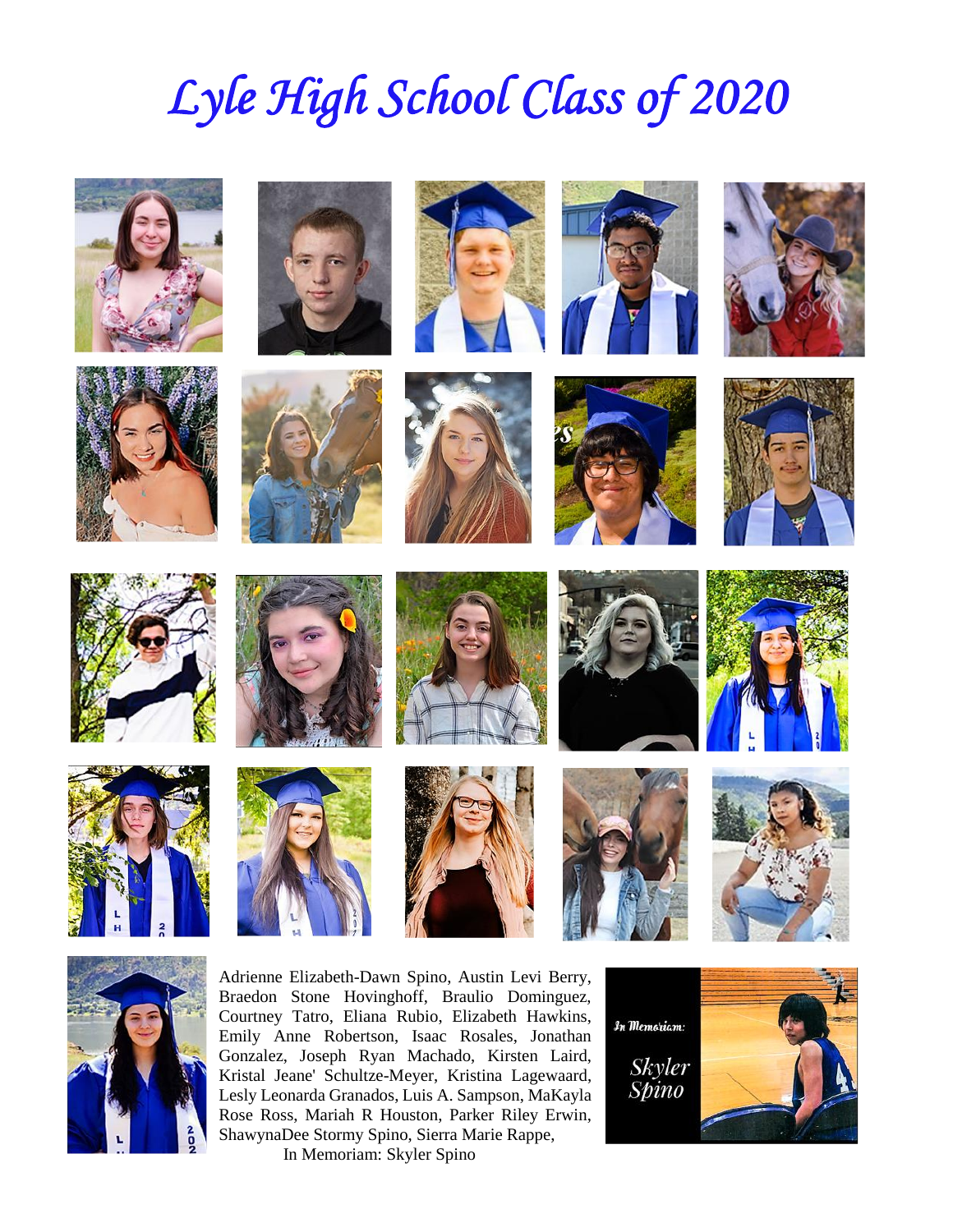# Lyle High School Class of 2020

Adrienne Elizabeth-Dawn Spino, Austin Levi Berry, Braedon Stone Hovinghoff, Braulio Dominguez, Courtney Tatro, Eliana Rubio, Elizabeth Hawkins, Emily Anne Robertson, Isaac Rosales, Jonathan Gonzalez, Joseph Ryan Machado, Kirsten Laird, Kristal Jeane' Schultze-Meyer, Kristina Lagewaard, Lesly Leonarda Granados, Luis A. Sampson, MaKayla Rose Ross, Mariah R Houston, Parker Riley Erwin, ShawynaDee Stormy Spino, Sierra Marie Rappe,

In Memoriam: Skyler Spino

*In Memoriam:*

*Skyler Spino*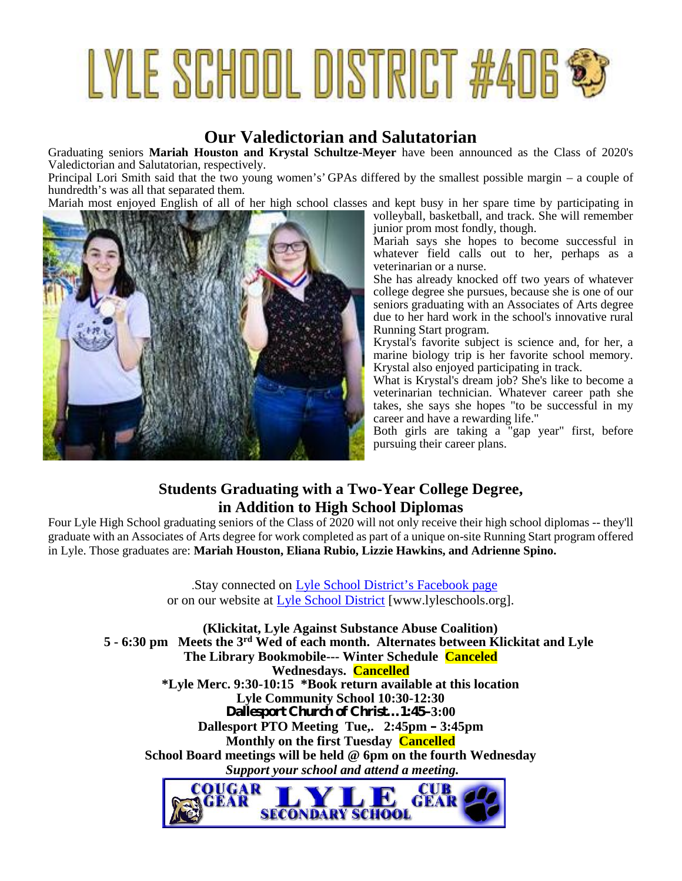# LYLE SCHOOL DISTRICT #406

## Our Valedictorian and Salutatorian

Graduating seniors **Mariah Houston and Krystal Schultze-Meyer** have been announced as the Class of 2020's Valedictorian and Salutatorian, respectively.

Principal Lori Smith said that the two young women's' GPAs differed by the smallest possible margin – a couple of hundredth's was all that separated them.

Mariah most enjoyed English of all of her high school classes and kept busy in her spare time by participating in volleyball, basketball, and track. She will remember junior prom most fondly, though.

Mariah says she hopes to become successful in whatever field calls out to her, perhaps as a veterinarian or a nurse.

She has already knocked off two years of whatever college degree she pursues, because she is one of our seniors graduating with an Associates of Arts degree due to her hard work in the school's innovative rural Running Start program.

Krystal's favorite subject is science and, for her, a marine biology trip is her favorite school memory. Krystal also enjoyed participating in track.

What is Krystal's dream job? She's like to become a veterinarian technician. Whatever career path she takes, she says she hopes "to be successful in my career and have a rewarding life."

Both girls are taking a "gap year" first, before pursuing their career plans.

## Students Graduating with a Two-Year College Degree, in Addition to High School Diplomas

Four Lyle High School graduating seniors of the Class of 2020 will not only receive their high school diplomas -- they'll graduate with an Associates of Arts degree for work completed as part of a unique on-site Running Start program offered in Lyle. Those graduates are: **Mariah Houston, Eliana Rubio, Lizzie Hawkins, and Adrienne Spino.**

.Stay connected on Lyle School District's Facebook page
or on our website at Lyle School District [www.lyleschools.org].

**(Klickitat, Lyle Against Substance Abuse Coalition)**
**5 - 6:30 pm Meets the 3rd Wed of each month. Alternates between Klickitat and Lyle**
**The Library Bookmobile--- Winter Schedule Canceled**
**Wednesdays. Cancelled**
**\*Lyle Merc. 9:30-10:15 \*Book return available at this location**
**Lyle Community School 10:30-12:30**
**Dallesport Church of Christ…1:45–3:00**
**Dallesport PTO Meeting Tue,. 2:45pm – 3:45pm**
**Monthly on the first Tuesday Cancelled**
**School Board meetings will be held @ 6pm on the fourth Wednesday**
***Support your school and attend a meeting.***

COUGAR GEAR LYLE SECONDARY SCHOOL CUB GEAR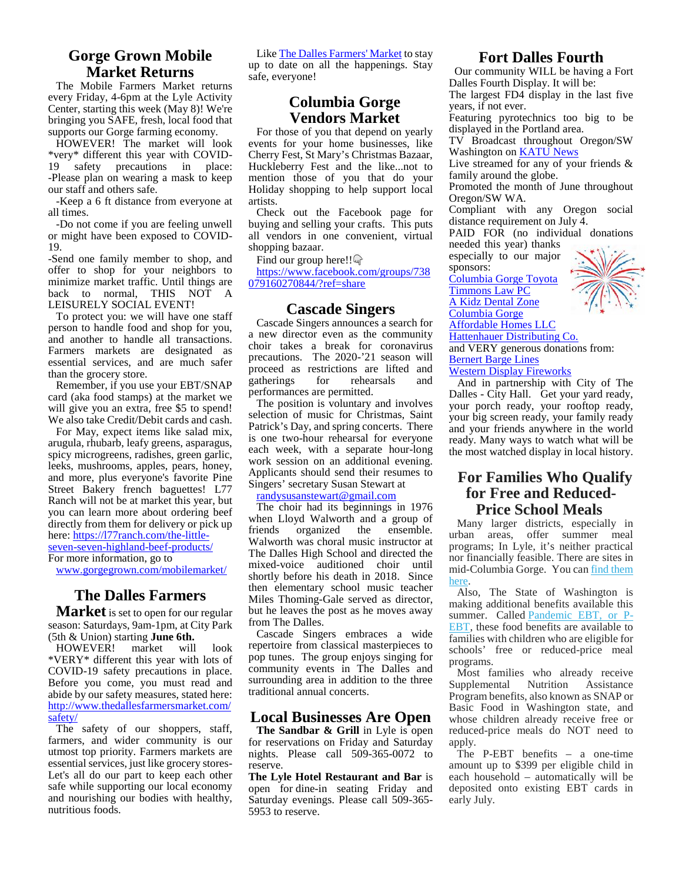## Gorge Grown Mobile Market Returns

The Mobile Farmers Market returns every Friday, 4-6pm at the Lyle Activity Center, starting this week (May 8)! We're bringing you SAFE, fresh, local food that supports our Gorge farming economy.

HOWEVER! The market will look *very* different this year with COVID-19 safety precautions in place:
-Please plan on wearing a mask to keep our staff and others safe.

-Keep a 6 ft distance from everyone at all times.

-Do not come if you are feeling unwell or might have been exposed to COVID-19.

-Send one family member to shop, and offer to shop for your neighbors to minimize market traffic. Until things are back to normal, THIS NOT A LEISURELY SOCIAL EVENT!

To protect you: we will have one staff person to handle food and shop for you, and another to handle all transactions. Farmers markets are designated as essential services, and are much safer than the grocery store.

Remember, if you use your EBT/SNAP card (aka food stamps) at the market we will give you an extra, free $5 to spend! We also take Credit/Debit cards and cash.

For May, expect items like salad mix, arugula, rhubarb, leafy greens, asparagus, spicy microgreens, radishes, green garlic, leeks, mushrooms, apples, pears, honey, and more, plus everyone's favorite Pine Street Bakery french baguettes! L77 Ranch will not be at market this year, but you can learn more about ordering beef directly from them for delivery or pick up here: https://l77ranch.com/the-little-seven-seven-highland-beef-products/
For more information, go to
www.gorgegrown.com/mobilemarket/

## The Dalles Farmers Market

**Market** is set to open for our regular season: Saturdays, 9am-1pm, at City Park (5th & Union) starting **June 6th.**

HOWEVER! market will look *VERY* different this year with lots of COVID-19 safety precautions in place. Before you come, you must read and abide by our safety measures, stated here: http://www.thedallesfarmersmarket.com/safety/

The safety of our shoppers, staff, farmers, and wider community is our utmost top priority. Farmers markets are essential services, just like grocery stores- Let's all do our part to keep each other safe while supporting our local economy and nourishing our bodies with healthy, nutritious foods.

Like The Dalles Farmers' Market to stay up to date on all the happenings. Stay safe, everyone!

## Columbia Gorge Vendors Market

For those of you that depend on yearly events for your home businesses, like Cherry Fest, St Mary's Christmas Bazaar, Huckleberry Fest and the like...not to mention those of you that do your Holiday shopping to help support local artists.

Check out the Facebook page for buying and selling your crafts. This puts all vendors in one convenient, virtual shopping bazaar.

Find our group here!!👇
https://www.facebook.com/groups/738079160270844/?ref=share

## Cascade Singers

Cascade Singers announces a search for a new director even as the community choir takes a break for coronavirus precautions. The 2020-'21 season will proceed as restrictions are lifted and gatherings for rehearsals and performances are permitted.

The position is voluntary and involves selection of music for Christmas, Saint Patrick's Day, and spring concerts. There is one two-hour rehearsal for everyone each week, with a separate hour-long work session on an additional evening. Applicants should send their resumes to Singers' secretary Susan Stewart at
randysusanstewart@gmail.com

The choir had its beginnings in 1976 when Lloyd Walworth and a group of friends organized the ensemble. Walworth was choral music instructor at The Dalles High School and directed the mixed-voice auditioned choir until shortly before his death in 2018. Since then elementary school music teacher Miles Thoming-Gale served as director, but he leaves the post as he moves away from The Dalles.

Cascade Singers embraces a wide repertoire from classical masterpieces to pop tunes. The group enjoys singing for community events in The Dalles and surrounding area in addition to the three traditional annual concerts.

## Local Businesses Are Open

**The Sandbar & Grill** in Lyle is open for reservations on Friday and Saturday nights. Please call 509-365-0072 to reserve.

**The Lyle Hotel Restaurant and Bar** is open for dine-in seating Friday and Saturday evenings. Please call 509-365-5953 to reserve.

## Fort Dalles Fourth

Our community WILL be having a Fort Dalles Fourth Display. It will be:

The largest FD4 display in the last five years, if not ever.

Featuring pyrotechnics too big to be displayed in the Portland area.

TV Broadcast throughout Oregon/SW Washington on KATU News

Live streamed for any of your friends & family around the globe.

Promoted the month of June throughout Oregon/SW WA.

Compliant with any Oregon social distance requirement on July 4.

PAID FOR (no individual donations needed this year) thanks especially to our major sponsors:

Columbia Gorge Toyota
Timmons Law PC
A Kidz Dental Zone
Columbia Gorge
Affordable Homes LLC
Hattenhauer Distributing Co.

and VERY generous donations from:

Bernert Barge Lines
Western Display Fireworks

And in partnership with City of The Dalles - City Hall. Get your yard ready, your porch ready, your rooftop ready, your big screen ready, your family ready and your friends anywhere in the world ready. Many ways to watch what will be the most watched display in local history.

## For Families Who Qualify for Free and Reduced-Price School Meals

Many larger districts, especially in urban areas, offer summer meal programs; In Lyle, it's neither practical nor financially feasible. There are sites in mid-Columbia Gorge. You can find them here.

Also, The State of Washington is making additional benefits available this summer. Called Pandemic EBT, or P-EBT, these food benefits are available to families with children who are eligible for schools' free or reduced-price meal programs.

Most families who already receive Supplemental Nutrition Assistance Program benefits, also known as SNAP or Basic Food in Washington state, and whose children already receive free or reduced-price meals do NOT need to apply.

The P-EBT benefits – a one-time amount up to $399 per eligible child in each household – automatically will be deposited onto existing EBT cards in early July.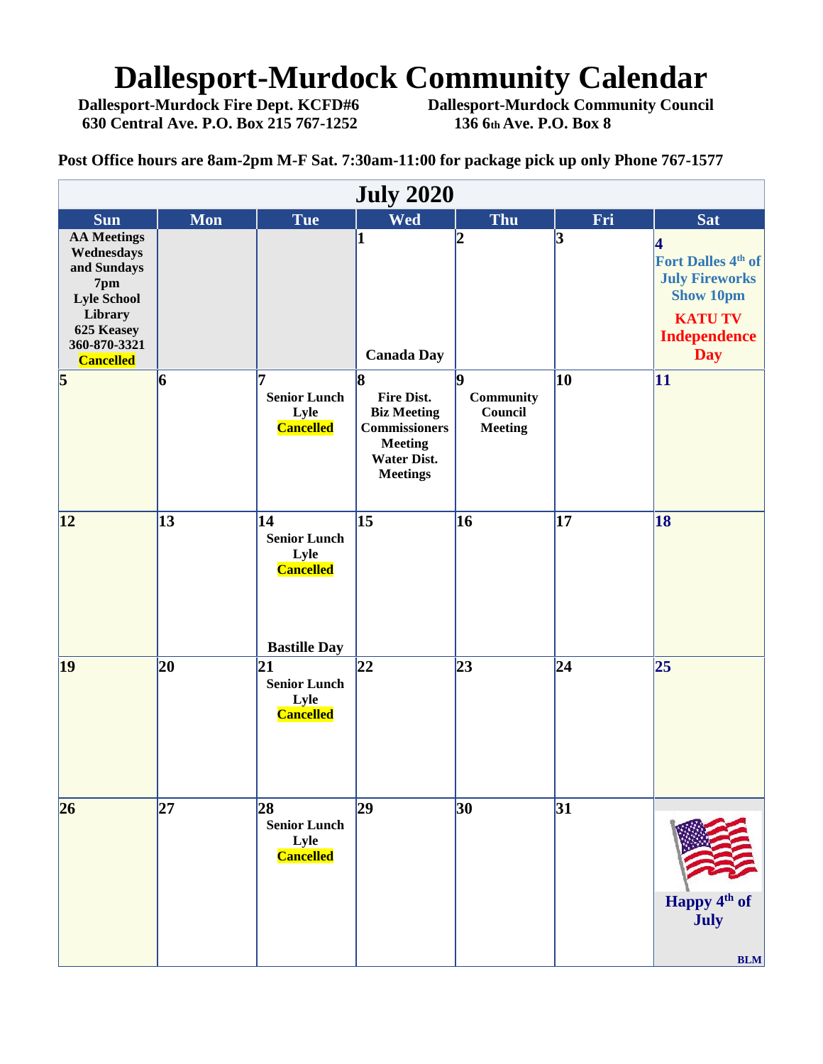# Dallesport-Murdock Community Calendar

**Dallesport-Murdock Fire Dept. KCFD#6**
**630 Central Ave. P.O. Box 215 767-1252**

**Dallesport-Murdock Community Council**
**136 6th Ave. P.O. Box 8**

**Post Office hours are 8am-2pm M-F Sat. 7:30am-11:00 for package pick up only Phone 767-1577**

## July 2020

| Sun | Mon | Tue | Wed | Thu | Fri | Sat |
|---|---|---|---|---|---|---|
| AA Meetings Wednesdays and Sundays 7pm Lyle School Library 625 Keasey 360-870-3321 Cancelled | | | 1 Canada Day | 2 | 3 | 4 Fort Dalles 4th of July Fireworks Show 10pm KATU TV Independence Day |
| 5 | 6 | 7 Senior Lunch Lyle Cancelled | 8 Fire Dist. Biz Meeting Commissioners Meeting Water Dist. Meetings | 9 Community Council Meeting | 10 | 11 |
| 12 | 13 | 14 Senior Lunch Lyle Cancelled Bastille Day | 15 | 16 | 17 | 18 |
| 19 | 20 | 21 Senior Lunch Lyle Cancelled | 22 | 23 | 24 | 25 |
| 26 | 27 | 28 Senior Lunch Lyle Cancelled | 29 | 30 | 31 | Happy 4th of July BLM |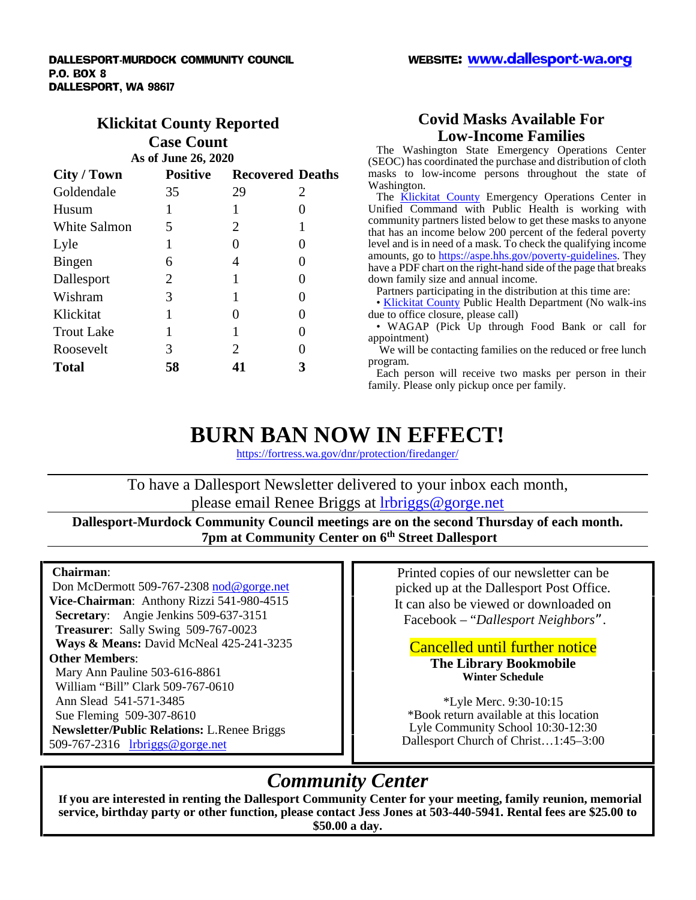**DALLESPORT-MURDOCK COMMUNITY COUNCIL**
**P.O. BOX 8**
**DALLESPORT, WA 98617**

**WEBSITE: www.dallesport-wa.org**

## Klickitat County Reported Case Count

**As of June 26, 2020**

| City / Town | Positive | Recovered | Deaths |
|---|---|---|---|
| Goldendale | 35 | 29 | 2 |
| Husum | 1 | 1 | 0 |
| White Salmon | 5 | 2 | 1 |
| Lyle | 1 | 0 | 0 |
| Bingen | 6 | 4 | 0 |
| Dallesport | 2 | 1 | 0 |
| Wishram | 3 | 1 | 0 |
| Klickitat | 1 | 0 | 0 |
| Trout Lake | 1 | 1 | 0 |
| Roosevelt | 3 | 2 | 0 |
| **Total** | **58** | **41** | **3** |

## Covid Masks Available For Low-Income Families

The Washington State Emergency Operations Center (SEOC) has coordinated the purchase and distribution of cloth masks to low-income persons throughout the state of Washington.

The Klickitat County Emergency Operations Center in Unified Command with Public Health is working with community partners listed below to get these masks to anyone that has an income below 200 percent of the federal poverty level and is in need of a mask. To check the qualifying income amounts, go to https://aspe.hhs.gov/poverty-guidelines. They have a PDF chart on the right-hand side of the page that breaks down family size and annual income.

Partners participating in the distribution at this time are:

- Klickitat County Public Health Department (No walk-ins due to office closure, please call)
- WAGAP (Pick Up through Food Bank or call for appointment)

We will be contacting families on the reduced or free lunch program.

Each person will receive two masks per person in their family. Please only pickup once per family.

# BURN BAN NOW IN EFFECT!

https://fortress.wa.gov/dnr/protection/firedanger/

To have a Dallesport Newsletter delivered to your inbox each month, please email Renee Briggs at lrbriggs@gorge.net

**Dallesport-Murdock Community Council meetings are on the second Thursday of each month. 7pm at Community Center on 6th Street Dallesport**

**Chairman**: Don McDermott 509-767-2308 nod@gorge.net
**Vice-Chairman**: Anthony Rizzi 541-980-4515
**Secretary**: Angie Jenkins 509-637-3151
**Treasurer**: Sally Swing 509-767-0023
**Ways & Means:** David McNeal 425-241-3235
**Other Members**:
Mary Ann Pauline 503-616-8861
William "Bill" Clark 509-767-0610
Ann Slead 541-571-3485
Sue Fleming 509-307-8610
**Newsletter/Public Relations:** L.Renee Briggs 509-767-2316 lrbriggs@gorge.net

Printed copies of our newsletter can be picked up at the Dallesport Post Office. It can also be viewed or downloaded on Facebook – "*Dallesport Neighbors*".

Cancelled until further notice

**The Library Bookmobile**
**Winter Schedule**

*Lyle Merc. 9:30-10:15
*Book return available at this location
Lyle Community School 10:30-12:30
Dallesport Church of Christ…1:45–3:00

## *Community Center*

**If you are interested in renting the Dallesport Community Center for your meeting, family reunion, memorial service, birthday party or other function, please contact Jess Jones at 503-440-5941. Rental fees are $25.00 to $50.00 a day.**